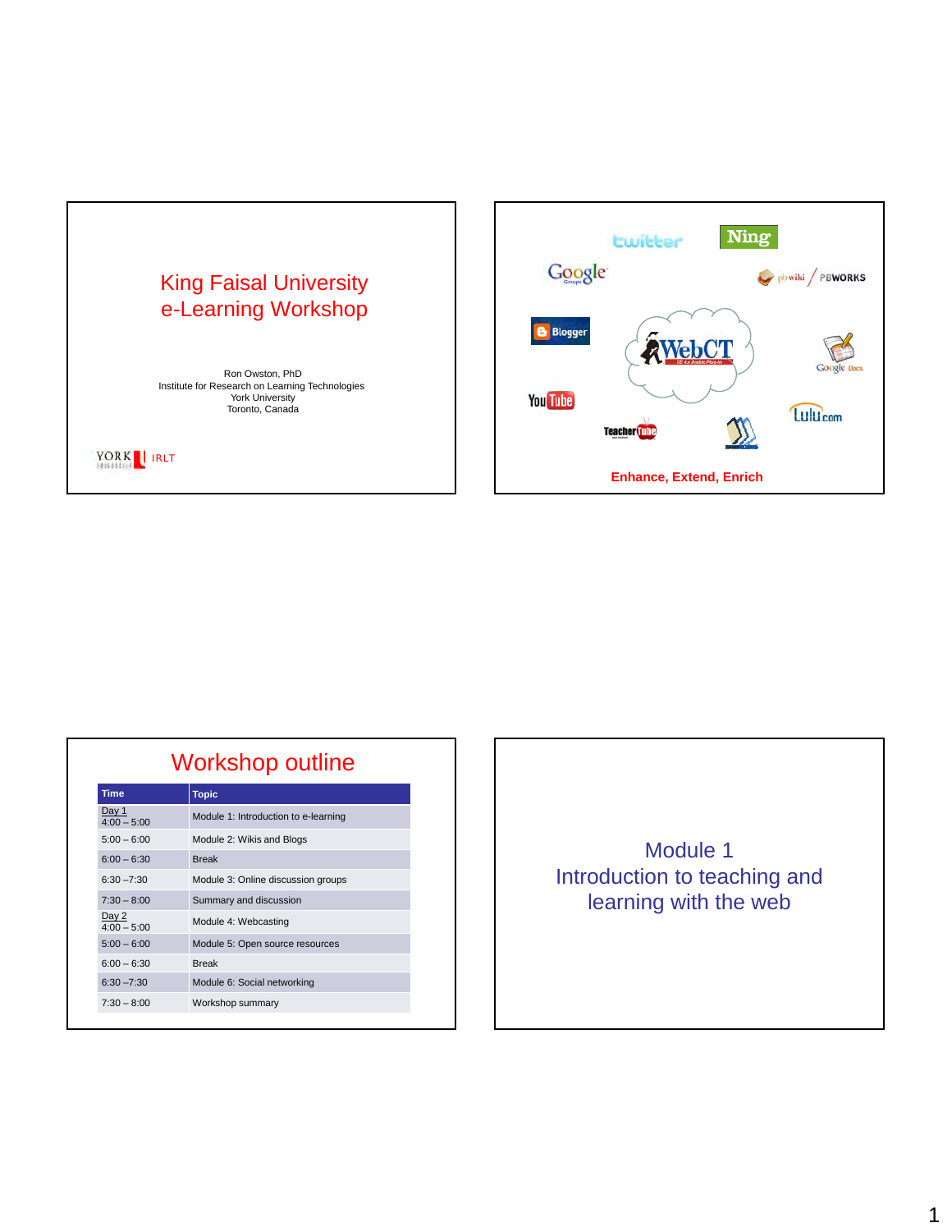# King Faisal University
# e-Learning Workshop

Ron Owston, PhD
Institute for Research on Learning Technologies
York University
Toronto, Canada

YORK IRLT

---

twitter Ning Google pbwiki / PBWORKS Blogger WebCT Google Docs YouTube TeacherTube Lulu.com

**Enhance, Extend, Enrich**

---

## Workshop outline

| Time | Topic |
|---|---|
| Day 1<br>4:00 – 5:00 | Module 1: Introduction to e-learning |
| 5:00 – 6:00 | Module 2: Wikis and Blogs |
| 6:00 – 6:30 | Break |
| 6:30 –7:30 | Module 3: Online discussion groups |
| 7:30 – 8:00 | Summary and discussion |
| Day 2<br>4:00 – 5:00 | Module 4: Webcasting |
| 5:00 – 6:00 | Module 5: Open source resources |
| 6:00 – 6:30 | Break |
| 6:30 –7:30 | Module 6: Social networking |
| 7:30 – 8:00 | Workshop summary |

---

## Module 1
## Introduction to teaching and learning with the web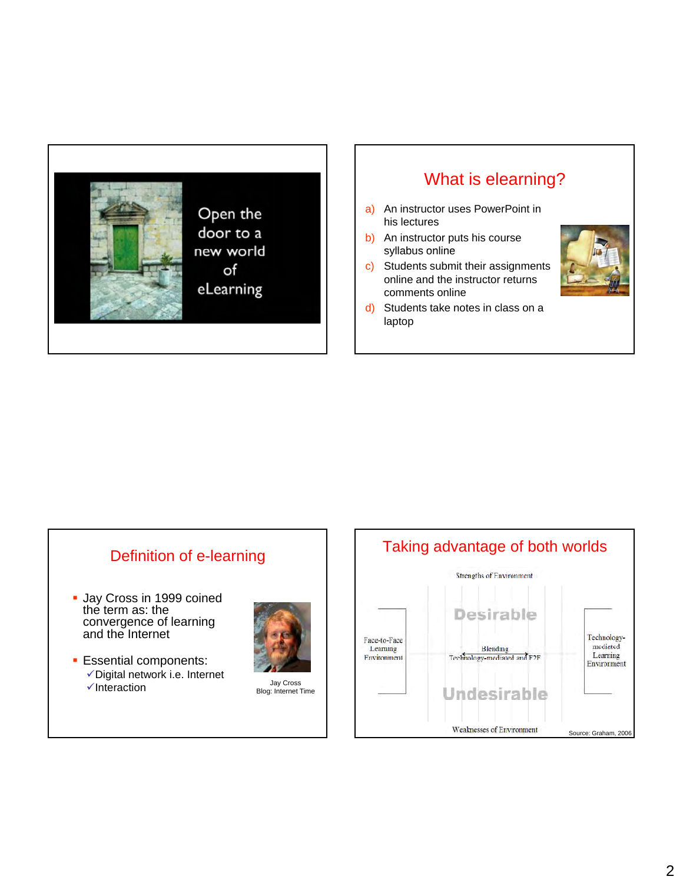Open the door to a new world of eLearning

## What is elearning?

a) An instructor uses PowerPoint in his lectures
b) An instructor puts his course syllabus online
c) Students submit their assignments online and the instructor returns comments online
d) Students take notes in class on a laptop

## Definition of e-learning

- Jay Cross in 1999 coined the term as: the convergence of learning and the Internet
- Essential components:
  - ✓Digital network i.e. Internet
  - ✓Interaction

Jay Cross
Blog: Internet Time

## Taking advantage of both worlds

Strengths of Environment

Desirable

Face-to-Face Learning Environment

Blending
Technology-mediated and F2F

Technology-mediated Learning Environment

Undesirable

Weaknesses of Environment

Source: Graham, 2006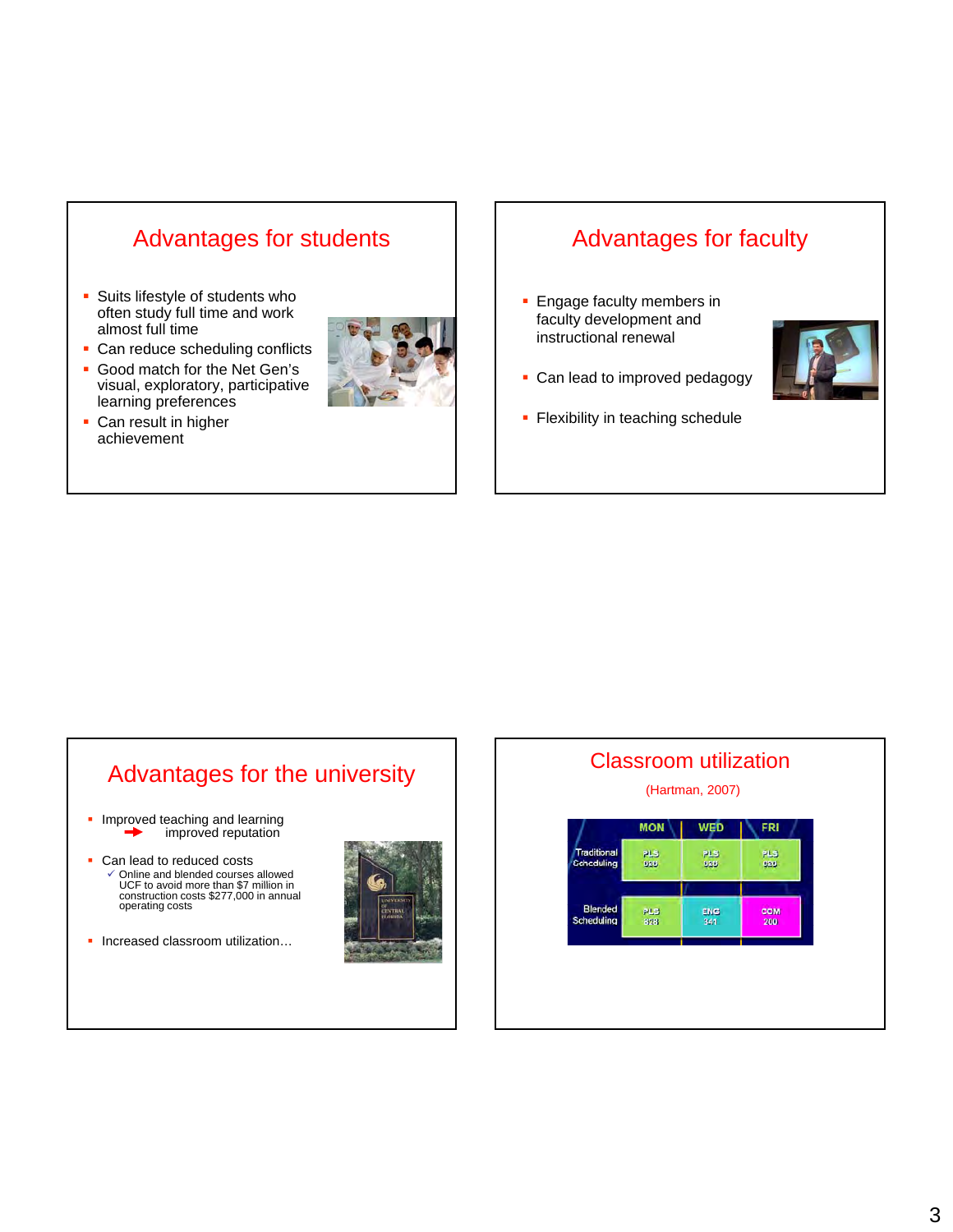## Advantages for students

- Suits lifestyle of students who often study full time and work almost full time
- Can reduce scheduling conflicts
- Good match for the Net Gen's visual, exploratory, participative learning preferences
- Can result in higher achievement

## Advantages for faculty

- Engage faculty members in faculty development and instructional renewal
- Can lead to improved pedagogy
- Flexibility in teaching schedule

## Advantages for the university

- Improved teaching and learning
  ➔ improved reputation
- Can lead to reduced costs
  - ✓ Online and blended courses allowed UCF to avoid more than $7 million in construction costs $277,000 in annual operating costs
- Increased classroom utilization…

## Classroom utilization

(Hartman, 2007)

| | MON | WED | FRI |
|---|---|---|---|
| Traditional Scheduling | PLS 020 | PLS 020 | PLS 020 |
| Blended Scheduling | PLS 828 | ENG 341 | COM 200 |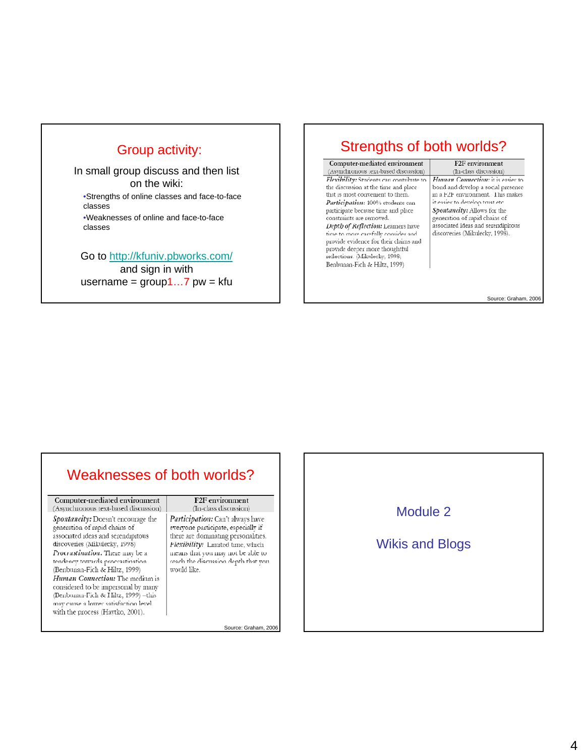## Group activity:

In small group discuss and then list on the wiki:

- Strengths of online classes and face-to-face classes
- Weaknesses of online and face-to-face classes

Go to http://kfuniv.pbworks.com/ and sign in with username = group1…7 pw = kfu

## Strengths of both worlds?

| Computer-mediated environment (Asynchronous text-based discussion) | F2F environment (In-class discussion) |
| --- | --- |
| ***Flexibility:*** Students can contribute to the discussion at the time and place that is most convenient to them. ***Participation:*** 100% students can participate because time and place constraints are removed. ***Depth of Reflection:*** Learners have time to more carefully consider and provide evidence for their claims and provide deeper more thoughtful reflections. (Mikulecky, 1998; Benbunan-Fich & Hiltz, 1999) | ***Human Connection:*** it is easier to bond and develop a social presence in a F2F environment. This makes it easier to develop trust etc. ***Spontaneity:*** Allows for the generation of rapid chains of associated ideas and serendipitous discoveries (Mikulecky, 1998). |

Source: Graham, 2006

## Weaknesses of both worlds?

| Computer-mediated environment (Asynchronous text-based discussion) | F2F environment (In-class discussion) |
| --- | --- |
| ***Spontaneity:*** Doesn't encourage the generation of rapid chains of associated ideas and serendipitous discoveries (Mikulecky, 1998) ***Procrastination.*** There may be a tendency towards procrastination (Benbunan-Fich & Hiltz, 1999) ***Human Connection:*** The medium is considered to be impersonal by many (Benbunan-Fich & Hiltz, 1999) –this may cause a lower satisfaction level with the process (Haytko, 2001). | ***Participation:*** Can't always have everyone participate, especially if there are dominating personalities. ***Flexibility:*** Limited time, which means that you may not be able to reach the discussion depth that you would like. |

Source: Graham, 2006

## Module 2

## Wikis and Blogs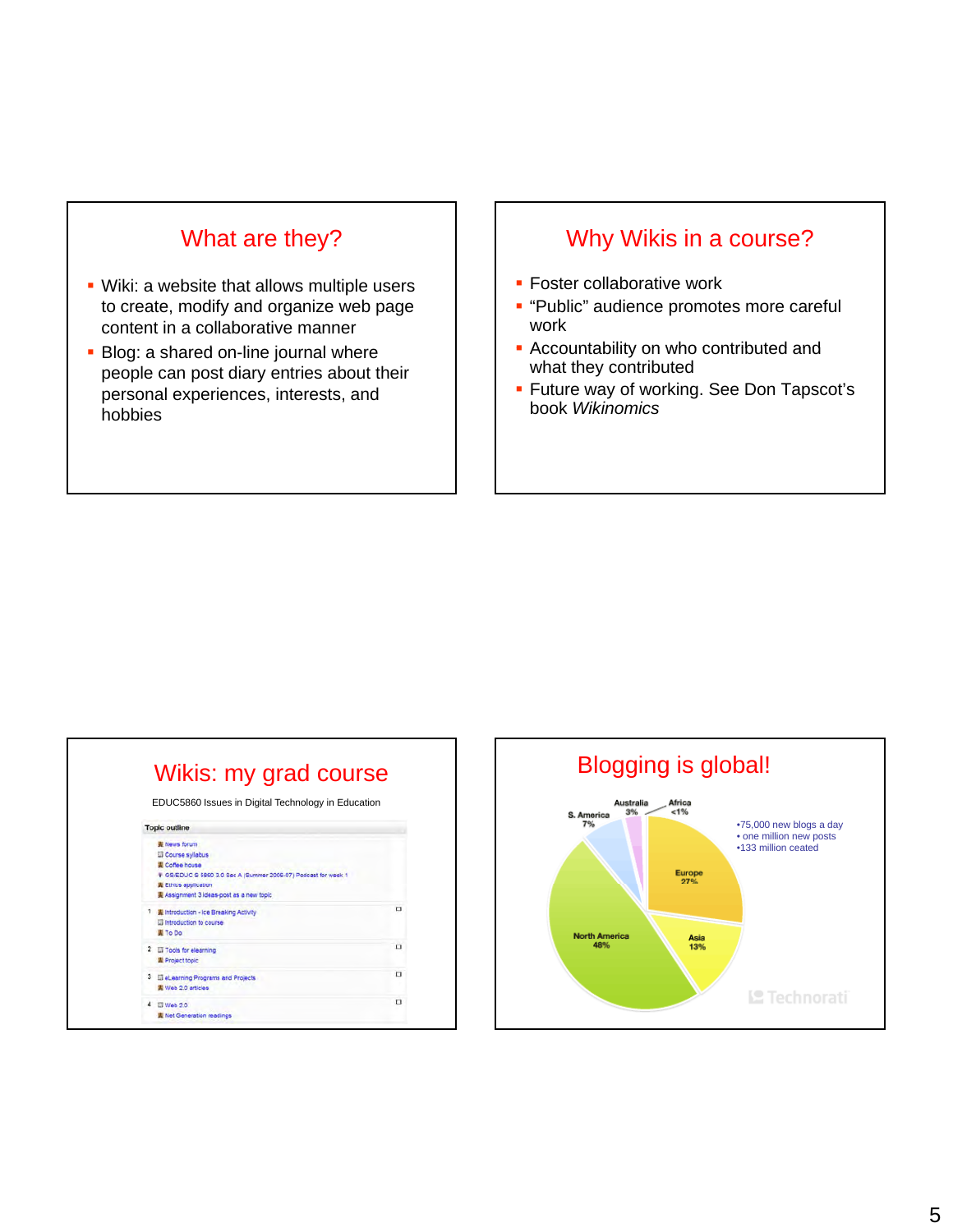## What are they?

- Wiki: a website that allows multiple users to create, modify and organize web page content in a collaborative manner
- Blog: a shared on-line journal where people can post diary entries about their personal experiences, interests, and hobbies

## Why Wikis in a course?

- Foster collaborative work
- "Public" audience promotes more careful work
- Accountability on who contributed and what they contributed
- Future way of working. See Don Tapscot's book *Wikinomics*

## Wikis: my grad course

EDUC5860 Issues in Digital Technology in Education

Topic outline

- News forum
- Course syllabus
- Coffee house
- GS/EDUC S 5860 3.0 Sec A (Summer 2006-07) Podcast for week 1
- Ethics application
- Assignment 3 ideas-post as a new topic

1
- Introduction - Ice Breaking Activity
- Introduction to course
- To Do

2
- Tools for elearning
- Project topic

3
- eLearning Programs and Projects
- Web 2.0 articles

4
- Web 3.0
- Net Generation readings

## Blogging is global!

- North America 48%
- Europe 27%
- Asia 13%
- S. America 7%
- Australia 3%
- Africa <1%

Technorati

- •75,000 new blogs a day
- • one million new posts
- •133 million ceated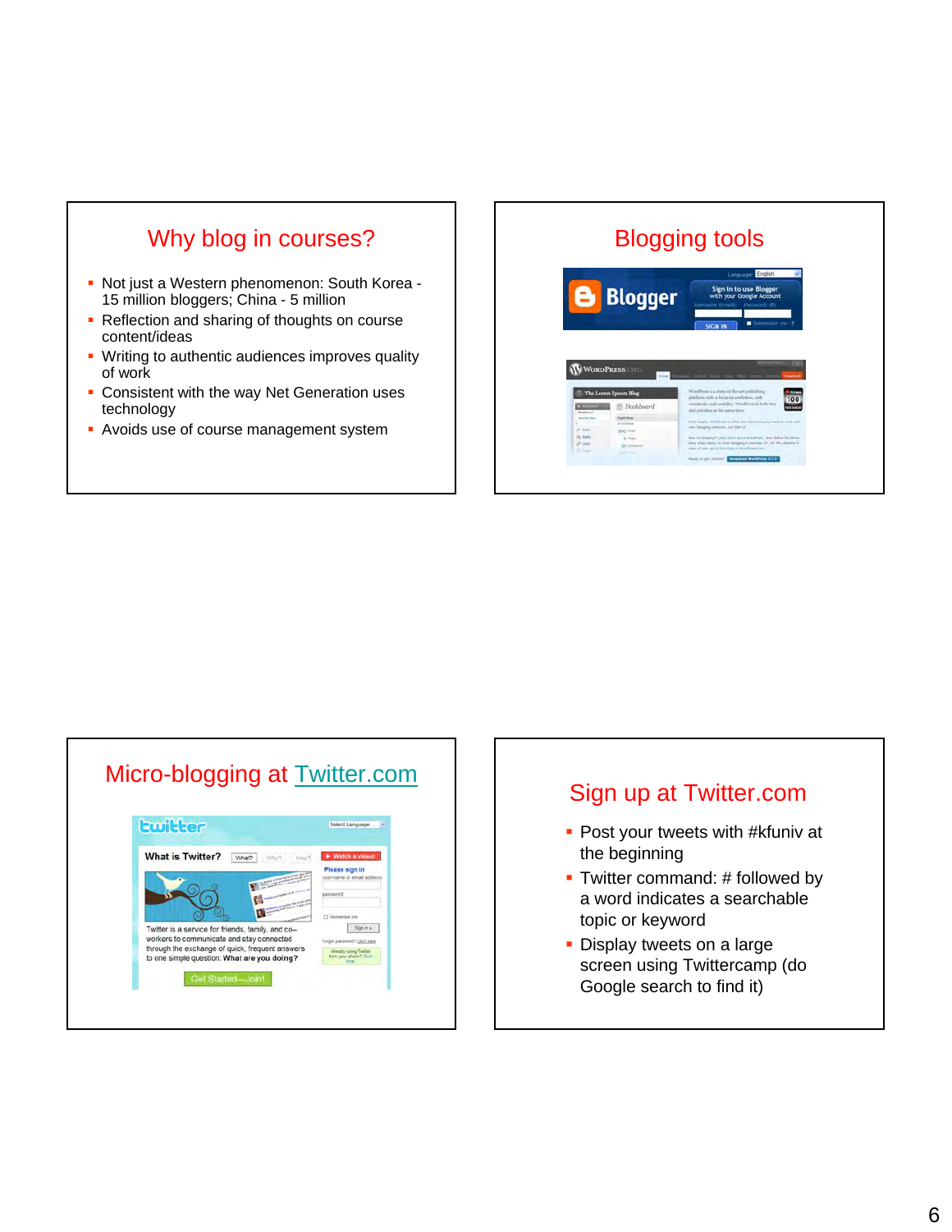## Why blog in courses?

- Not just a Western phenomenon: South Korea - 15 million bloggers; China - 5 million
- Reflection and sharing of thoughts on course content/ideas
- Writing to authentic audiences improves quality of work
- Consistent with the way Net Generation uses technology
- Avoids use of course management system

## Blogging tools

## Micro-blogging at Twitter.com

## Sign up at Twitter.com

- Post your tweets with #kfuniv at the beginning
- Twitter command: # followed by a word indicates a searchable topic or keyword
- Display tweets on a large screen using Twittercamp (do Google search to find it)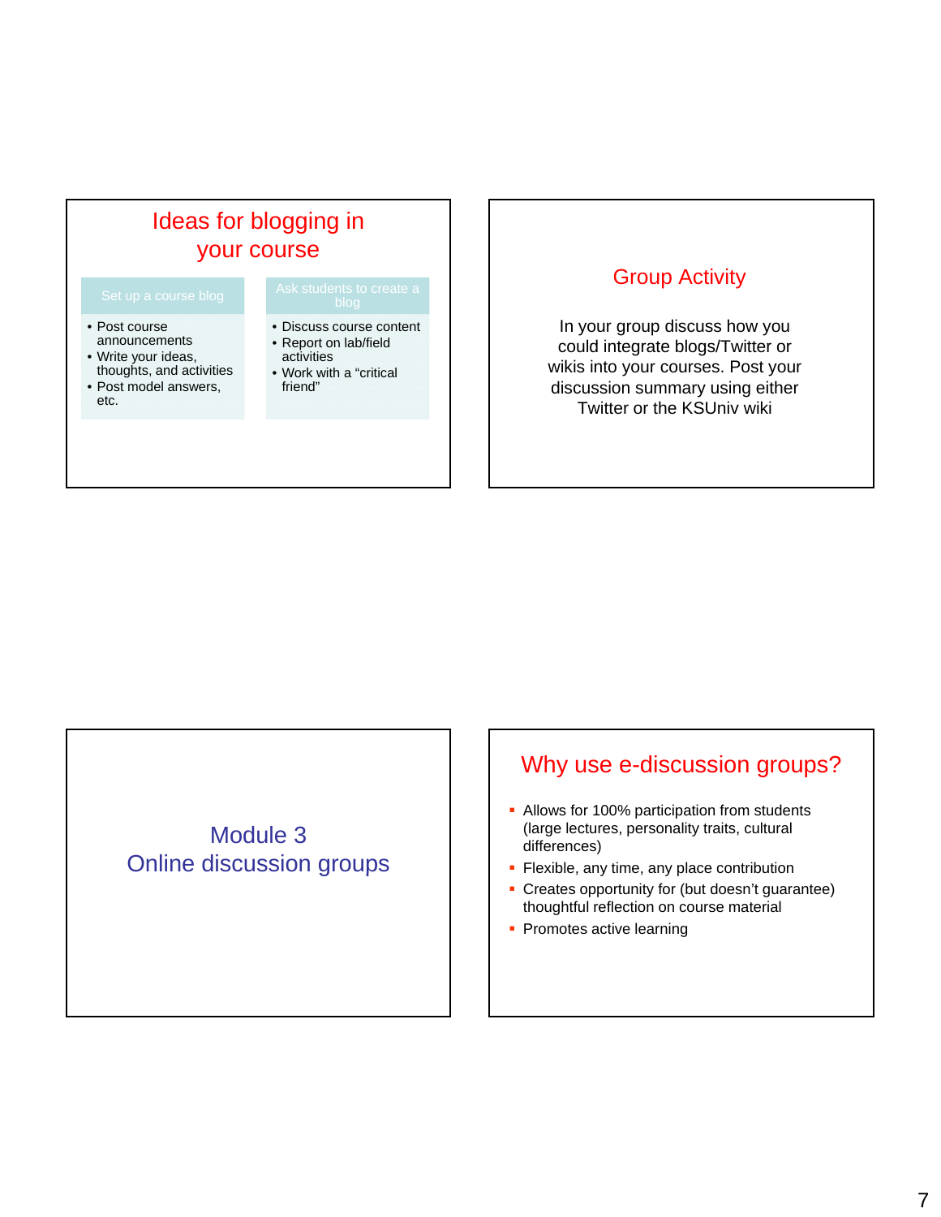## Ideas for blogging in your course

**Set up a course blog**

- Post course announcements
- Write your ideas, thoughts, and activities
- Post model answers, etc.

**Ask students to create a blog**

- Discuss course content
- Report on lab/field activities
- Work with a “critical friend”

## Group Activity

In your group discuss how you could integrate blogs/Twitter or wikis into your courses. Post your discussion summary using either Twitter or the KSUniv wiki

# Module 3
# Online discussion groups

## Why use e-discussion groups?

- Allows for 100% participation from students (large lectures, personality traits, cultural differences)
- Flexible, any time, any place contribution
- Creates opportunity for (but doesn’t guarantee) thoughtful reflection on course material
- Promotes active learning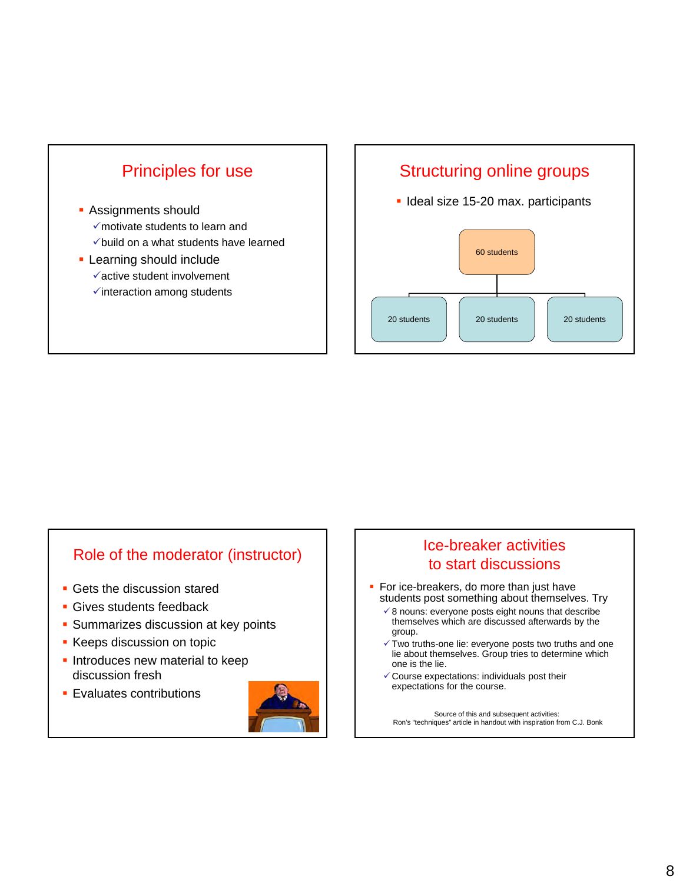## Principles for use

- Assignments should
  - ✓motivate students to learn and
  - ✓build on a what students have learned
- Learning should include
  - ✓active student involvement
  - ✓interaction among students

## Structuring online groups

- Ideal size 15-20 max. participants

60 students

20 students | 20 students | 20 students

## Role of the moderator (instructor)

- Gets the discussion stared
- Gives students feedback
- Summarizes discussion at key points
- Keeps discussion on topic
- Introduces new material to keep discussion fresh
- Evaluates contributions

## Ice-breaker activities to start discussions

- For ice-breakers, do more than just have students post something about themselves. Try
  - ✓8 nouns: everyone posts eight nouns that describe themselves which are discussed afterwards by the group.
  - ✓Two truths-one lie: everyone posts two truths and one lie about themselves. Group tries to determine which one is the lie.
  - ✓Course expectations: individuals post their expectations for the course.

Source of this and subsequent activities:
Ron's "techniques" article in handout with inspiration from C.J. Bonk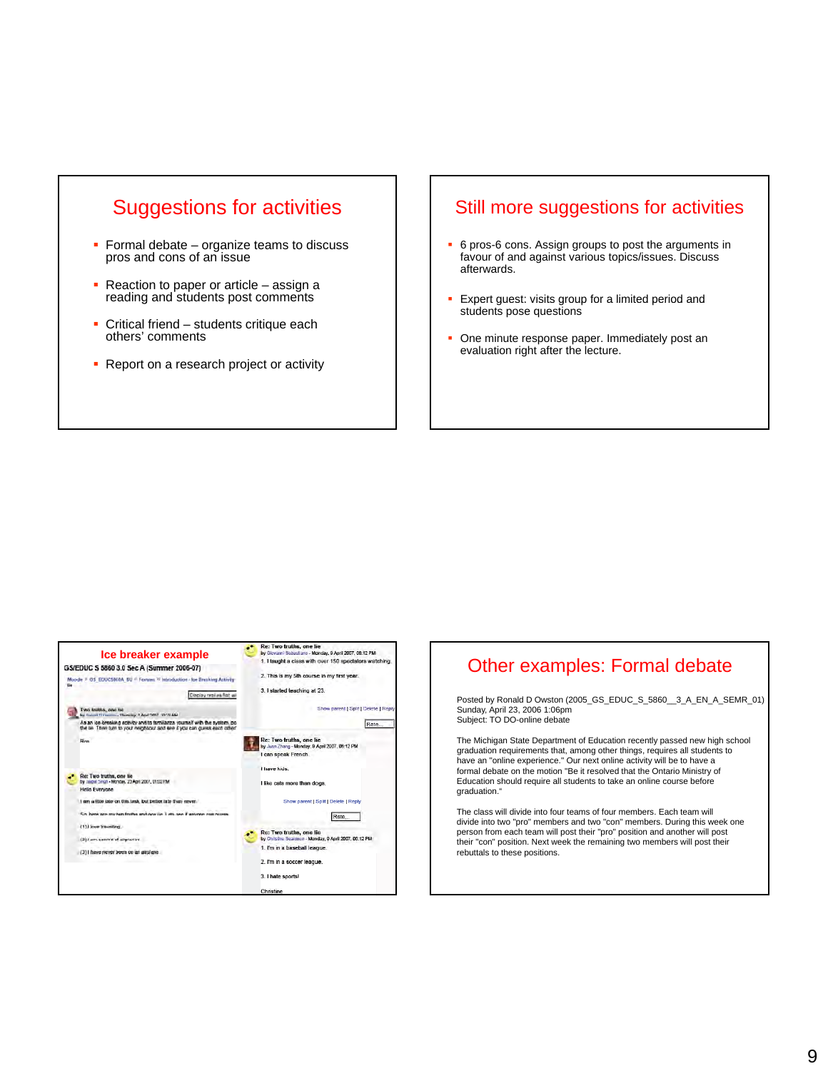## Suggestions for activities

- Formal debate – organize teams to discuss pros and cons of an issue
- Reaction to paper or article – assign a reading and students post comments
- Critical friend – students critique each others' comments
- Report on a research project or activity

## Still more suggestions for activities

- 6 pros-6 cons. Assign groups to post the arguments in favour of and against various topics/issues. Discuss afterwards.
- Expert guest: visits group for a limited period and students pose questions
- One minute response paper. Immediately post an evaluation right after the lecture.

## Ice breaker example

GS/EDUC S 5860 3.0 Sec A (Summer 2006-07)

Re: Two truths, one lie

1. I taught a class with over 150 spectators watching.
2. This is my 5th course in my first year.
3. I started teaching at 23.

Re: Two truths, one lie

I can speak French.

I have kids.

I like cats more than dogs.

Re: Two truths, one lie

Hello Everyone

Re: Two truths, one lie

1. I'm in a baseball league.
2. I'm in a soccer league.
3. I hate sports!

Christine

## Other examples: Formal debate

Posted by Ronald D Owston (2005_GS_EDUC_S_5860__3_A_EN_A_SEMR_01)
Sunday, April 23, 2006 1:06pm
Subject: TO DO-online debate

The Michigan State Department of Education recently passed new high school graduation requirements that, among other things, requires all students to have an "online experience." Our next online activity will be to have a formal debate on the motion "Be it resolved that the Ontario Ministry of Education should require all students to take an online course before graduation."

The class will divide into four teams of four members. Each team will divide into two "pro" members and two "con" members. During this week one person from each team will post their "pro" position and another will post their "con" position. Next week the remaining two members will post their rebuttals to these positions.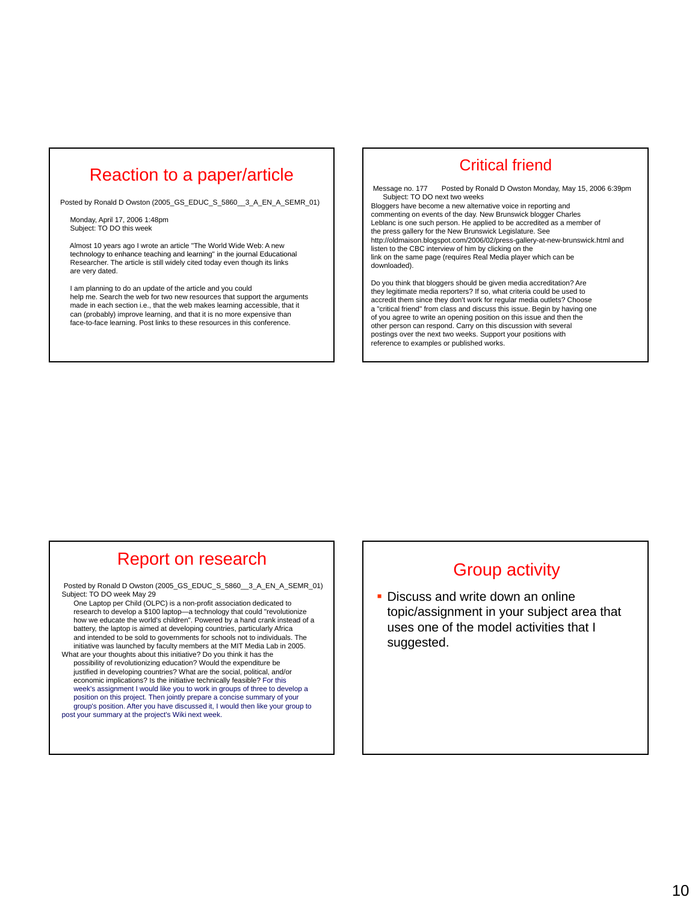## Reaction to a paper/article

Posted by Ronald D Owston (2005_GS_EDUC_S_5860__3_A_EN_A_SEMR_01)

Monday, April 17, 2006 1:48pm
Subject: TO DO this week

Almost 10 years ago I wrote an article "The World Wide Web: A new technology to enhance teaching and learning" in the journal Educational Researcher. The article is still widely cited today even though its links are very dated.

I am planning to do an update of the article and you could help me. Search the web for two new resources that support the arguments made in each section i.e., that the web makes learning accessible, that it can (probably) improve learning, and that it is no more expensive than face-to-face learning. Post links to these resources in this conference.

## Critical friend

Message no. 177 Posted by Ronald D Owston Monday, May 15, 2006 6:39pm
Subject: TO DO next two weeks

Bloggers have become a new alternative voice in reporting and commenting on events of the day. New Brunswick blogger Charles Leblanc is one such person. He applied to be accredited as a member of the press gallery for the New Brunswick Legislature. See http://oldmaison.blogspot.com/2006/02/press-gallery-at-new-brunswick.html and listen to the CBC interview of him by clicking on the link on the same page (requires Real Media player which can be downloaded).

Do you think that bloggers should be given media accreditation? Are they legitimate media reporters? If so, what criteria could be used to accredit them since they don't work for regular media outlets? Choose a "critical friend" from class and discuss this issue. Begin by having one of you agree to write an opening position on this issue and then the other person can respond. Carry on this discussion with several postings over the next two weeks. Support your positions with reference to examples or published works.

## Report on research

Posted by Ronald D Owston (2005_GS_EDUC_S_5860__3_A_EN_A_SEMR_01)
Subject: TO DO week May 29

One Laptop per Child (OLPC) is a non-profit association dedicated to research to develop a $100 laptop—a technology that could "revolutionize how we educate the world's children". Powered by a hand crank instead of a battery, the laptop is aimed at developing countries, particularly Africa and intended to be sold to governments for schools not to individuals. The initiative was launched by faculty members at the MIT Media Lab in 2005.

What are your thoughts about this initiative? Do you think it has the possibility of revolutionizing education? Would the expenditure be justified in developing countries? What are the social, political, and/or economic implications? Is the initiative technically feasible? For this week's assignment I would like you to work in groups of three to develop a position on this project. Then jointly prepare a concise summary of your group's position. After you have discussed it, I would then like your group to post your summary at the project's Wiki next week.

## Group activity

- Discuss and write down an online topic/assignment in your subject area that uses one of the model activities that I suggested.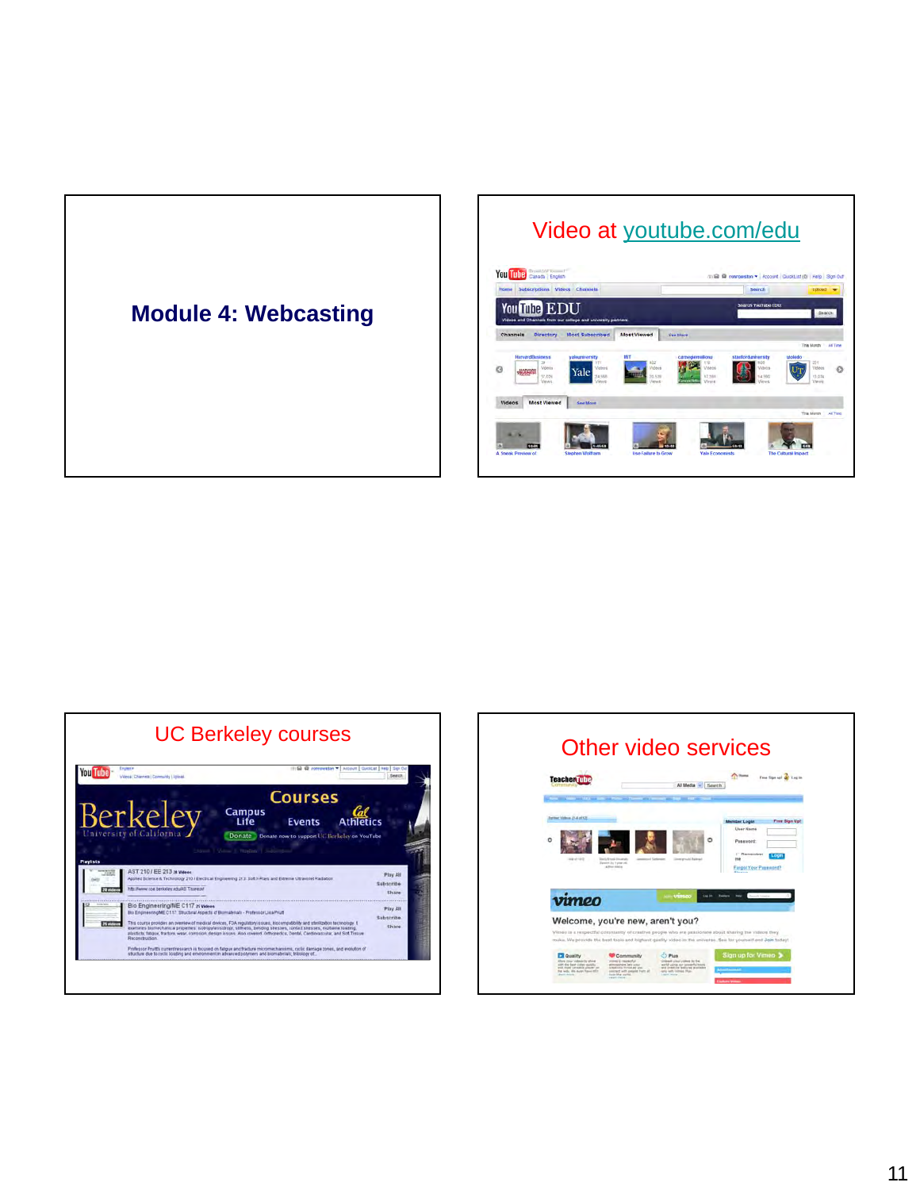## Module 4: Webcasting

## Video at youtube.com/edu

## UC Berkeley courses

## Other video services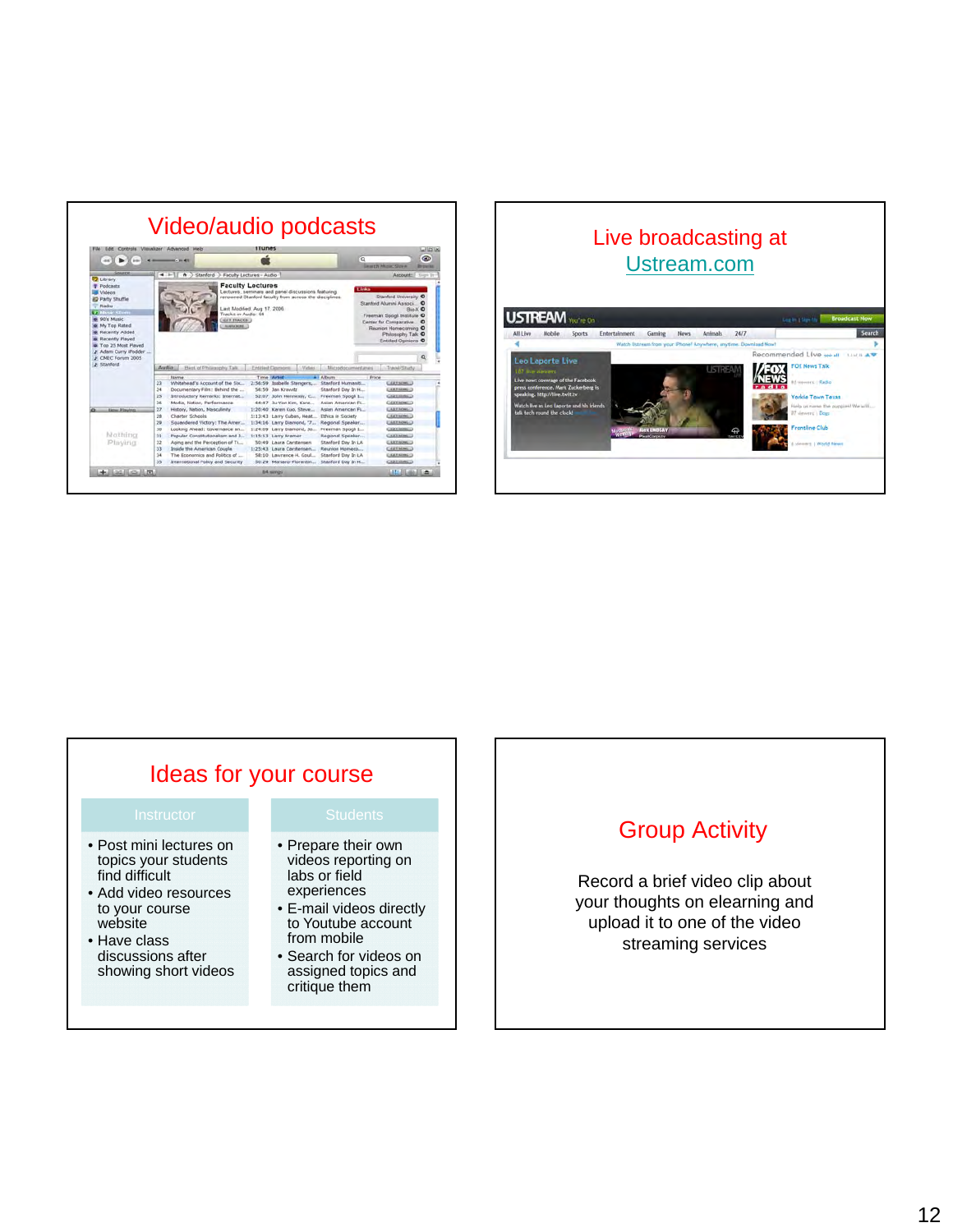## Video/audio podcasts

## Live broadcasting at Ustream.com

## Ideas for your course

| Instructor | Students |
| --- | --- |
| • Post mini lectures on topics your students find difficult<br>• Add video resources to your course website<br>• Have class discussions after showing short videos | • Prepare their own videos reporting on labs or field experiences<br>• E-mail videos directly to Youtube account from mobile<br>• Search for videos on assigned topics and critique them |

## Group Activity

Record a brief video clip about your thoughts on elearning and upload it to one of the video streaming services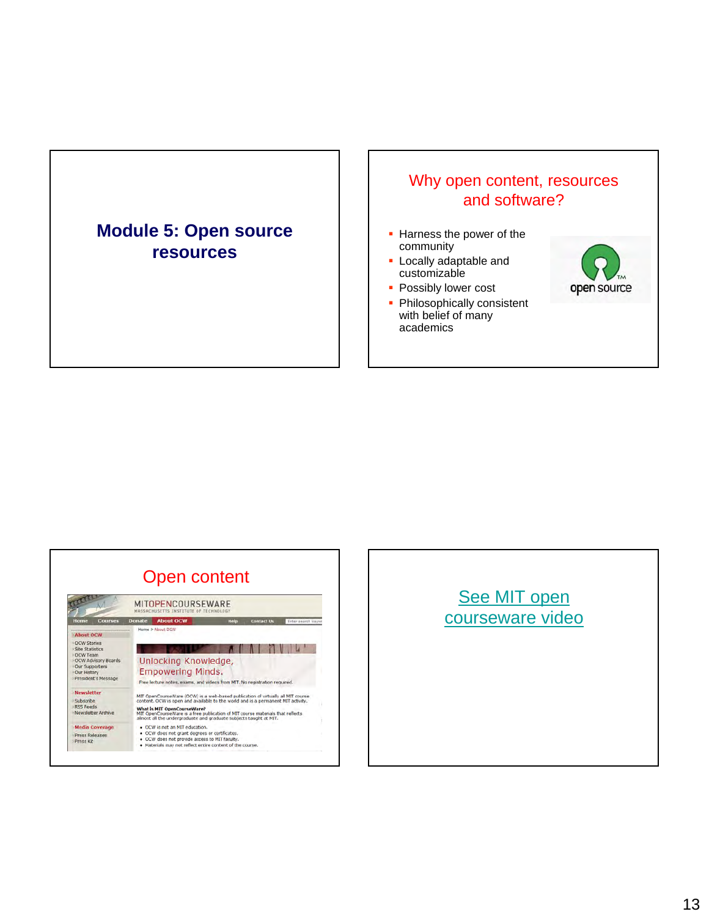## Module 5: Open source resources

## Why open content, resources and software?

- Harness the power of the community
- Locally adaptable and customizable
- Possibly lower cost
- Philosophically consistent with belief of many academics

## Open content

## See MIT open courseware video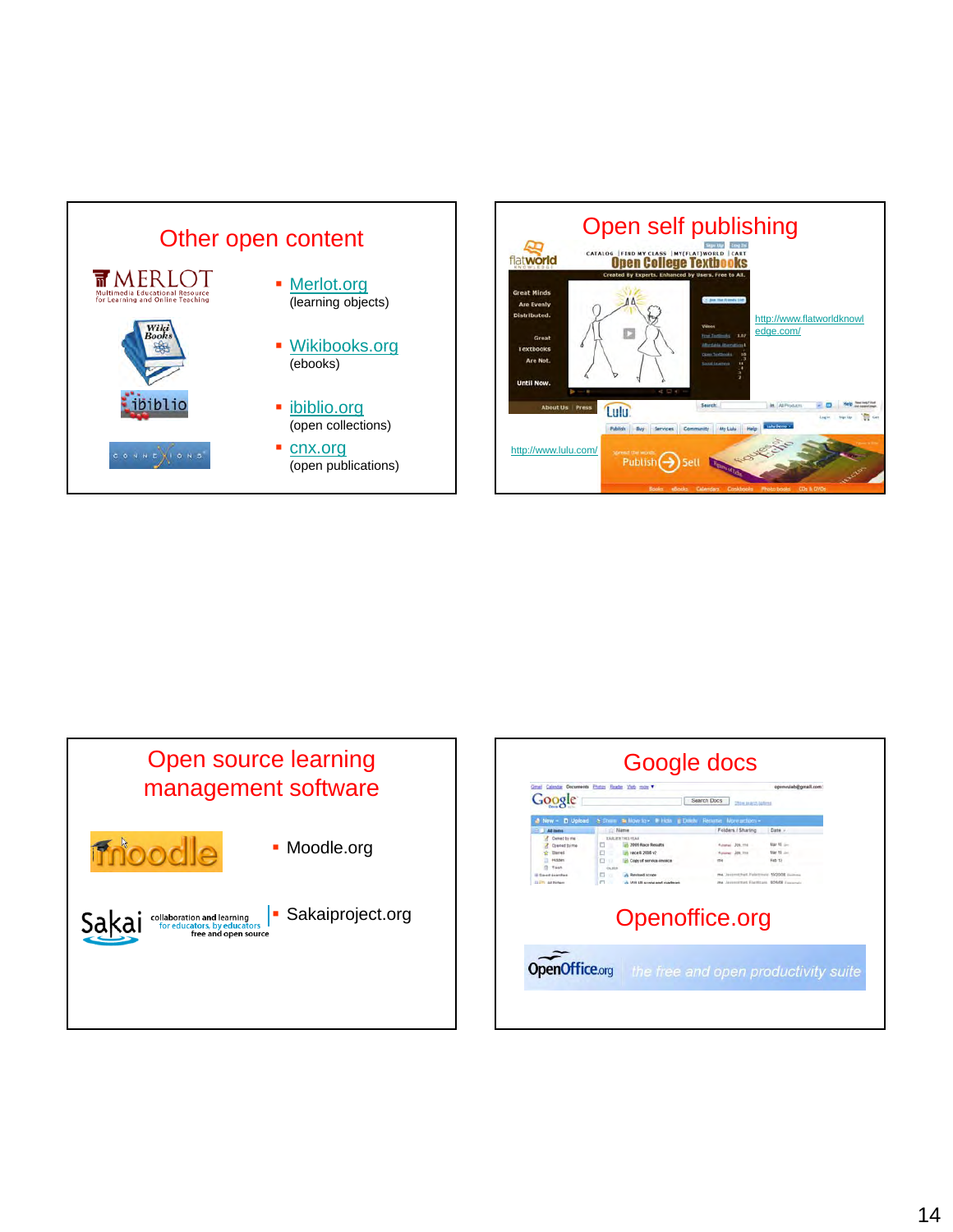## Other open content

- Merlot.org (learning objects)
- Wikibooks.org (ebooks)
- ibiblio.org (open collections)
- cnx.org (open publications)

## Open self publishing

http://www.flatworldknowledge.com/

http://www.lulu.com/

## Open source learning management software

- Moodle.org
- Sakaiproject.org

## Google docs

## Openoffice.org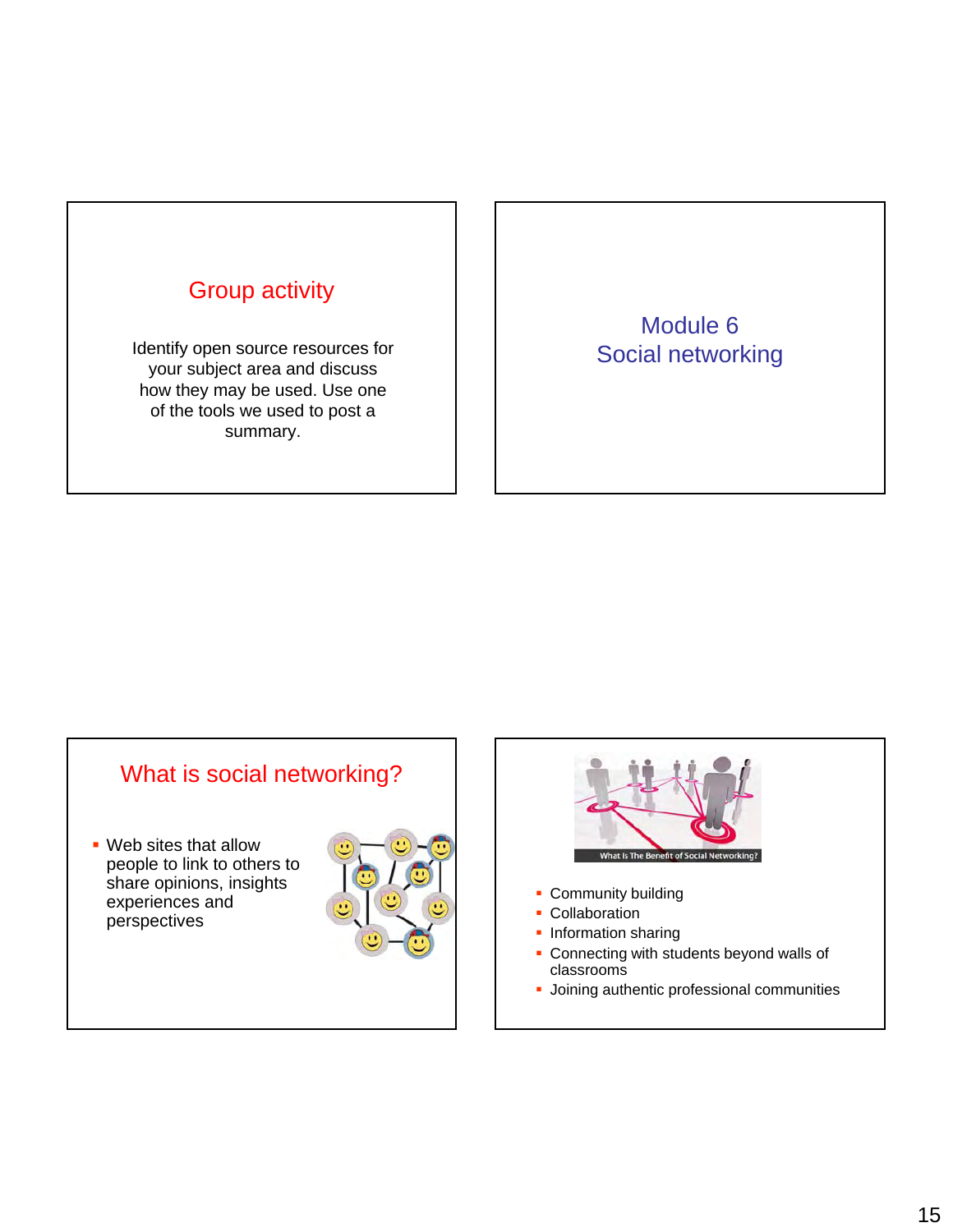## Group activity

Identify open source resources for your subject area and discuss how they may be used. Use one of the tools we used to post a summary.

## Module 6
## Social networking

## What is social networking?

- Web sites that allow people to link to others to share opinions, insights experiences and perspectives

What Is The Benefit of Social Networking?

- Community building
- Collaboration
- Information sharing
- Connecting with students beyond walls of classrooms
- Joining authentic professional communities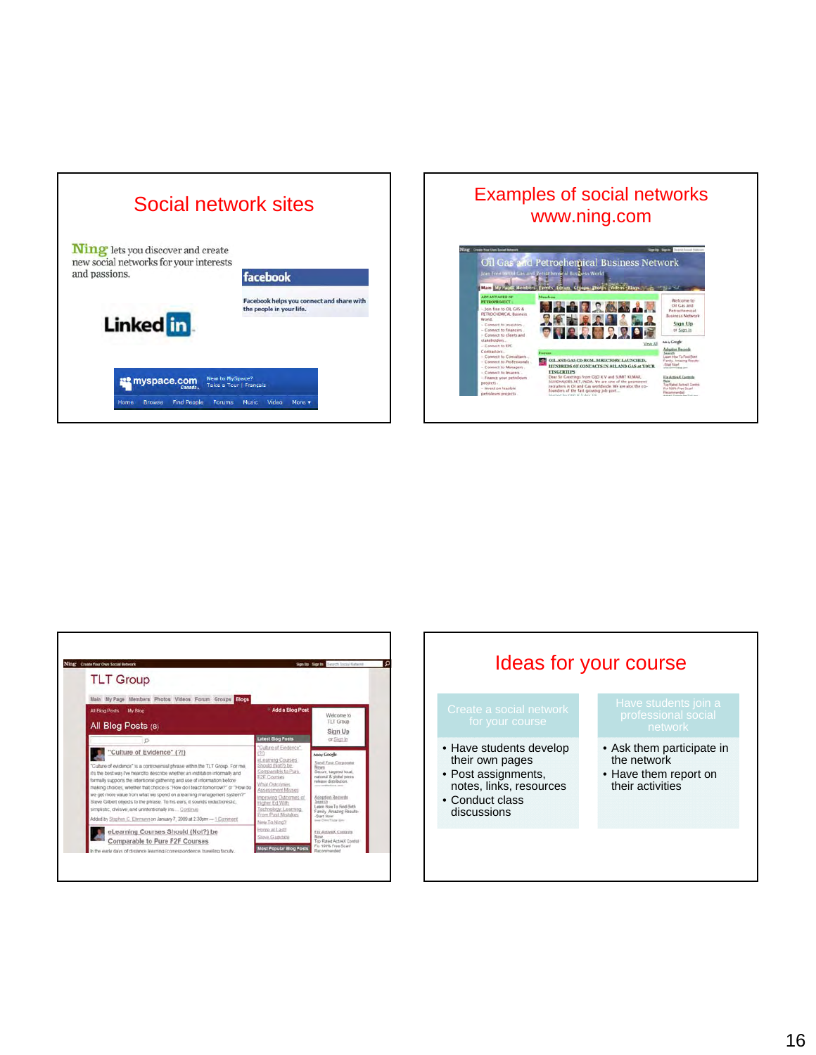## Social network sites

Ning lets you discover and create new social networks for your interests and passions.

facebook

Facebook helps you connect and share with the people in your life.

LinkedIn

myspace.com

## Examples of social networks www.ning.com

## Ideas for your course

**Create a social network for your course**

- Have students develop their own pages
- Post assignments, notes, links, resources
- Conduct class discussions

**Have students join a professional social network**

- Ask them participate in the network
- Have them report on their activities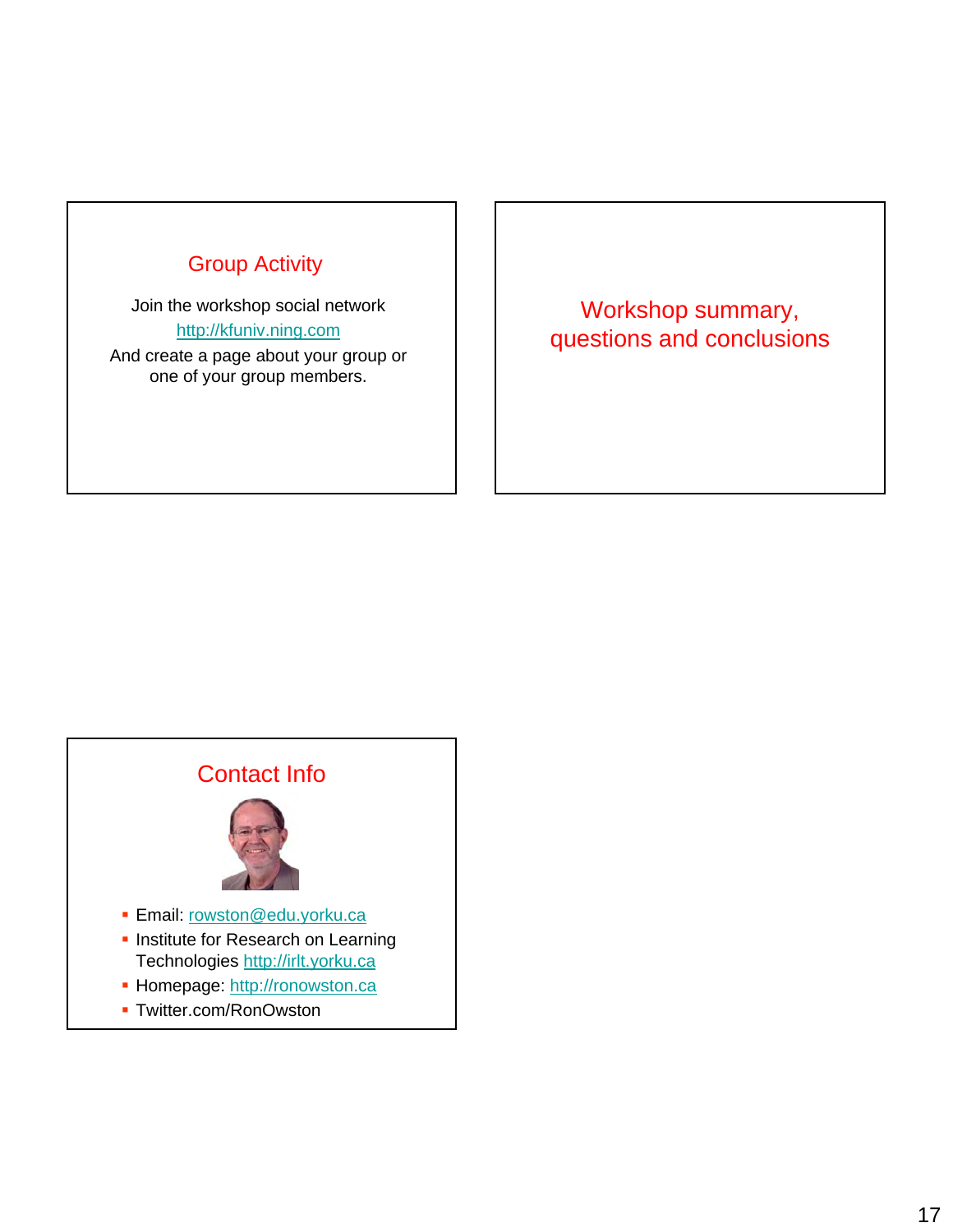## Group Activity

Join the workshop social network

http://kfuniv.ning.com

And create a page about your group or one of your group members.

## Workshop summary, questions and conclusions

## Contact Info

- Email: rowston@edu.yorku.ca
- Institute for Research on Learning Technologies http://irlt.yorku.ca
- Homepage: http://ronowston.ca
- Twitter.com/RonOwston